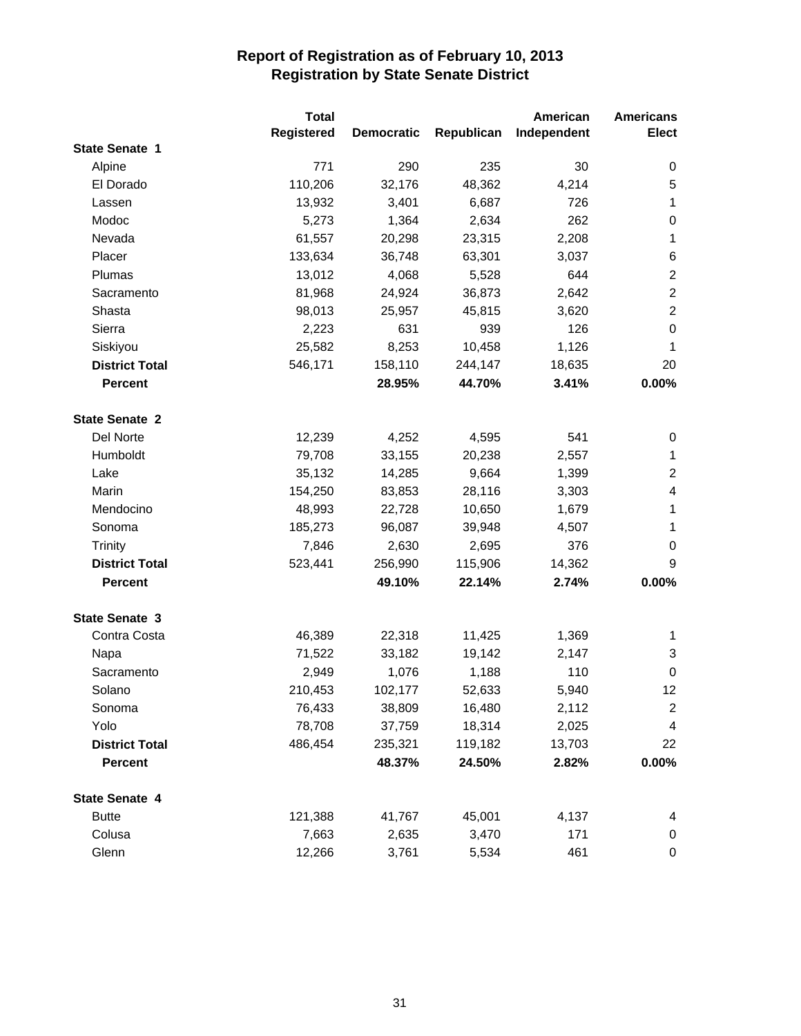# Report of Registration as of February 10, 2013
## Registration by State Senate District

| | Total Registered | Democratic | Republican | American Independent | Americans Elect |
|---|---|---|---|---|---|
| **State Senate 1** | | | | | |
| Alpine | 771 | 290 | 235 | 30 | 0 |
| El Dorado | 110,206 | 32,176 | 48,362 | 4,214 | 5 |
| Lassen | 13,932 | 3,401 | 6,687 | 726 | 1 |
| Modoc | 5,273 | 1,364 | 2,634 | 262 | 0 |
| Nevada | 61,557 | 20,298 | 23,315 | 2,208 | 1 |
| Placer | 133,634 | 36,748 | 63,301 | 3,037 | 6 |
| Plumas | 13,012 | 4,068 | 5,528 | 644 | 2 |
| Sacramento | 81,968 | 24,924 | 36,873 | 2,642 | 2 |
| Shasta | 98,013 | 25,957 | 45,815 | 3,620 | 2 |
| Sierra | 2,223 | 631 | 939 | 126 | 0 |
| Siskiyou | 25,582 | 8,253 | 10,458 | 1,126 | 1 |
| **District Total** | 546,171 | 158,110 | 244,147 | 18,635 | 20 |
| **Percent** | | **28.95%** | **44.70%** | **3.41%** | **0.00%** |
| **State Senate 2** | | | | | |
| Del Norte | 12,239 | 4,252 | 4,595 | 541 | 0 |
| Humboldt | 79,708 | 33,155 | 20,238 | 2,557 | 1 |
| Lake | 35,132 | 14,285 | 9,664 | 1,399 | 2 |
| Marin | 154,250 | 83,853 | 28,116 | 3,303 | 4 |
| Mendocino | 48,993 | 22,728 | 10,650 | 1,679 | 1 |
| Sonoma | 185,273 | 96,087 | 39,948 | 4,507 | 1 |
| Trinity | 7,846 | 2,630 | 2,695 | 376 | 0 |
| **District Total** | 523,441 | 256,990 | 115,906 | 14,362 | 9 |
| **Percent** | | **49.10%** | **22.14%** | **2.74%** | **0.00%** |
| **State Senate 3** | | | | | |
| Contra Costa | 46,389 | 22,318 | 11,425 | 1,369 | 1 |
| Napa | 71,522 | 33,182 | 19,142 | 2,147 | 3 |
| Sacramento | 2,949 | 1,076 | 1,188 | 110 | 0 |
| Solano | 210,453 | 102,177 | 52,633 | 5,940 | 12 |
| Sonoma | 76,433 | 38,809 | 16,480 | 2,112 | 2 |
| Yolo | 78,708 | 37,759 | 18,314 | 2,025 | 4 |
| **District Total** | 486,454 | 235,321 | 119,182 | 13,703 | 22 |
| **Percent** | | **48.37%** | **24.50%** | **2.82%** | **0.00%** |
| **State Senate 4** | | | | | |
| Butte | 121,388 | 41,767 | 45,001 | 4,137 | 4 |
| Colusa | 7,663 | 2,635 | 3,470 | 171 | 0 |
| Glenn | 12,266 | 3,761 | 5,534 | 461 | 0 |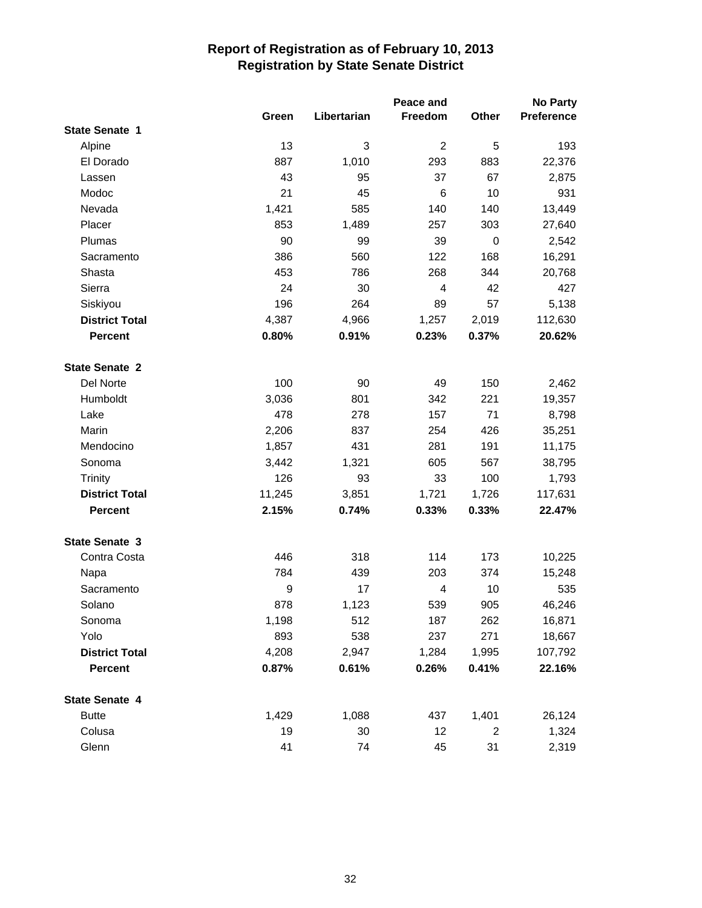# Report of Registration as of February 10, 2013
## Registration by State Senate District

| | Green | Libertarian | Peace and Freedom | Other | No Party Preference |
|---|---|---|---|---|---|
| **State Senate 1** | | | | | |
| Alpine | 13 | 3 | 2 | 5 | 193 |
| El Dorado | 887 | 1,010 | 293 | 883 | 22,376 |
| Lassen | 43 | 95 | 37 | 67 | 2,875 |
| Modoc | 21 | 45 | 6 | 10 | 931 |
| Nevada | 1,421 | 585 | 140 | 140 | 13,449 |
| Placer | 853 | 1,489 | 257 | 303 | 27,640 |
| Plumas | 90 | 99 | 39 | 0 | 2,542 |
| Sacramento | 386 | 560 | 122 | 168 | 16,291 |
| Shasta | 453 | 786 | 268 | 344 | 20,768 |
| Sierra | 24 | 30 | 4 | 42 | 427 |
| Siskiyou | 196 | 264 | 89 | 57 | 5,138 |
| **District Total** | 4,387 | 4,966 | 1,257 | 2,019 | 112,630 |
| **Percent** | **0.80%** | **0.91%** | **0.23%** | **0.37%** | **20.62%** |
| **State Senate 2** | | | | | |
| Del Norte | 100 | 90 | 49 | 150 | 2,462 |
| Humboldt | 3,036 | 801 | 342 | 221 | 19,357 |
| Lake | 478 | 278 | 157 | 71 | 8,798 |
| Marin | 2,206 | 837 | 254 | 426 | 35,251 |
| Mendocino | 1,857 | 431 | 281 | 191 | 11,175 |
| Sonoma | 3,442 | 1,321 | 605 | 567 | 38,795 |
| Trinity | 126 | 93 | 33 | 100 | 1,793 |
| **District Total** | 11,245 | 3,851 | 1,721 | 1,726 | 117,631 |
| **Percent** | **2.15%** | **0.74%** | **0.33%** | **0.33%** | **22.47%** |
| **State Senate 3** | | | | | |
| Contra Costa | 446 | 318 | 114 | 173 | 10,225 |
| Napa | 784 | 439 | 203 | 374 | 15,248 |
| Sacramento | 9 | 17 | 4 | 10 | 535 |
| Solano | 878 | 1,123 | 539 | 905 | 46,246 |
| Sonoma | 1,198 | 512 | 187 | 262 | 16,871 |
| Yolo | 893 | 538 | 237 | 271 | 18,667 |
| **District Total** | 4,208 | 2,947 | 1,284 | 1,995 | 107,792 |
| **Percent** | **0.87%** | **0.61%** | **0.26%** | **0.41%** | **22.16%** |
| **State Senate 4** | | | | | |
| Butte | 1,429 | 1,088 | 437 | 1,401 | 26,124 |
| Colusa | 19 | 30 | 12 | 2 | 1,324 |
| Glenn | 41 | 74 | 45 | 31 | 2,319 |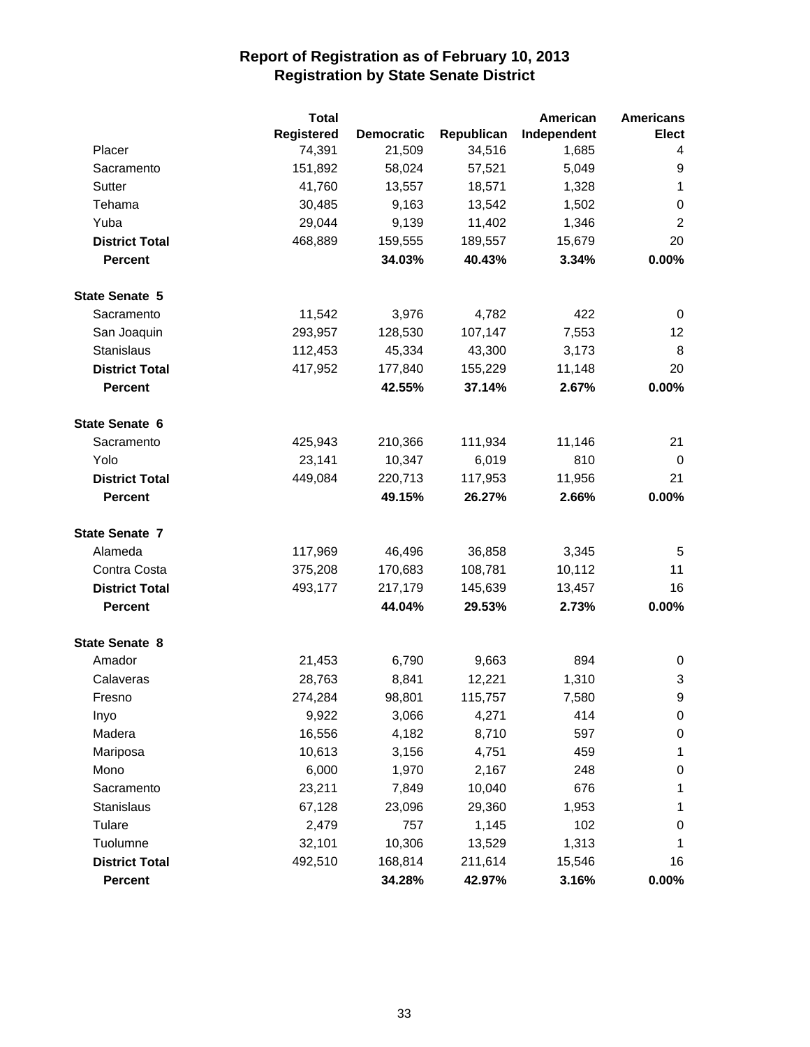# Report of Registration as of February 10, 2013
## Registration by State Senate District

| | Total Registered | Democratic | Republican | American Independent | Americans Elect |
|---|---|---|---|---|---|
| Placer | 74,391 | 21,509 | 34,516 | 1,685 | 4 |
| Sacramento | 151,892 | 58,024 | 57,521 | 5,049 | 9 |
| Sutter | 41,760 | 13,557 | 18,571 | 1,328 | 1 |
| Tehama | 30,485 | 9,163 | 13,542 | 1,502 | 0 |
| Yuba | 29,044 | 9,139 | 11,402 | 1,346 | 2 |
| **District Total** | 468,889 | 159,555 | 189,557 | 15,679 | 20 |
| **Percent** | | **34.03%** | **40.43%** | **3.34%** | **0.00%** |
| **State Senate 5** | | | | | |
| Sacramento | 11,542 | 3,976 | 4,782 | 422 | 0 |
| San Joaquin | 293,957 | 128,530 | 107,147 | 7,553 | 12 |
| Stanislaus | 112,453 | 45,334 | 43,300 | 3,173 | 8 |
| **District Total** | 417,952 | 177,840 | 155,229 | 11,148 | 20 |
| **Percent** | | **42.55%** | **37.14%** | **2.67%** | **0.00%** |
| **State Senate 6** | | | | | |
| Sacramento | 425,943 | 210,366 | 111,934 | 11,146 | 21 |
| Yolo | 23,141 | 10,347 | 6,019 | 810 | 0 |
| **District Total** | 449,084 | 220,713 | 117,953 | 11,956 | 21 |
| **Percent** | | **49.15%** | **26.27%** | **2.66%** | **0.00%** |
| **State Senate 7** | | | | | |
| Alameda | 117,969 | 46,496 | 36,858 | 3,345 | 5 |
| Contra Costa | 375,208 | 170,683 | 108,781 | 10,112 | 11 |
| **District Total** | 493,177 | 217,179 | 145,639 | 13,457 | 16 |
| **Percent** | | **44.04%** | **29.53%** | **2.73%** | **0.00%** |
| **State Senate 8** | | | | | |
| Amador | 21,453 | 6,790 | 9,663 | 894 | 0 |
| Calaveras | 28,763 | 8,841 | 12,221 | 1,310 | 3 |
| Fresno | 274,284 | 98,801 | 115,757 | 7,580 | 9 |
| Inyo | 9,922 | 3,066 | 4,271 | 414 | 0 |
| Madera | 16,556 | 4,182 | 8,710 | 597 | 0 |
| Mariposa | 10,613 | 3,156 | 4,751 | 459 | 1 |
| Mono | 6,000 | 1,970 | 2,167 | 248 | 0 |
| Sacramento | 23,211 | 7,849 | 10,040 | 676 | 1 |
| Stanislaus | 67,128 | 23,096 | 29,360 | 1,953 | 1 |
| Tulare | 2,479 | 757 | 1,145 | 102 | 0 |
| Tuolumne | 32,101 | 10,306 | 13,529 | 1,313 | 1 |
| **District Total** | 492,510 | 168,814 | 211,614 | 15,546 | 16 |
| **Percent** | | **34.28%** | **42.97%** | **3.16%** | **0.00%** |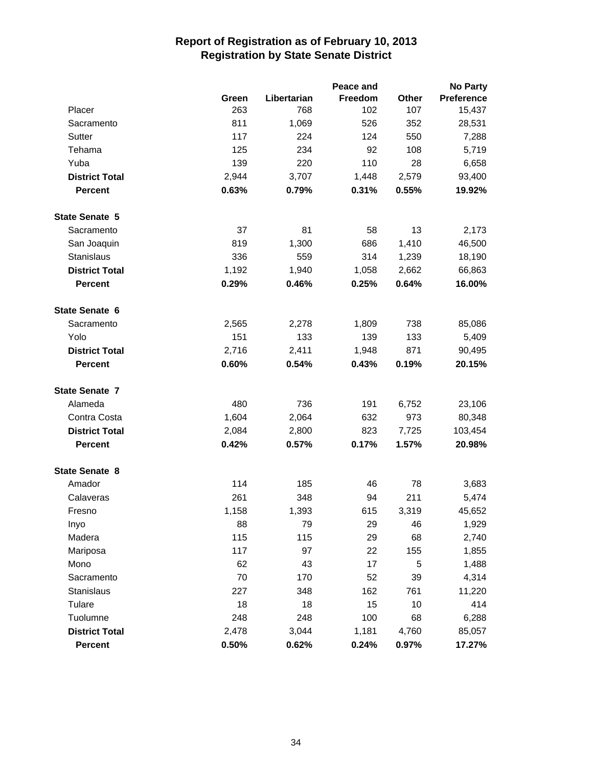# Report of Registration as of February 10, 2013
## Registration by State Senate District

| | Green | Libertarian | Peace and Freedom | Other | No Party Preference |
|---|---|---|---|---|---|
| Placer | 263 | 768 | 102 | 107 | 15,437 |
| Sacramento | 811 | 1,069 | 526 | 352 | 28,531 |
| Sutter | 117 | 224 | 124 | 550 | 7,288 |
| Tehama | 125 | 234 | 92 | 108 | 5,719 |
| Yuba | 139 | 220 | 110 | 28 | 6,658 |
| **District Total** | **2,944** | **3,707** | **1,448** | **2,579** | **93,400** |
| **Percent** | **0.63%** | **0.79%** | **0.31%** | **0.55%** | **19.92%** |
| **State Senate 5** | | | | | |
| Sacramento | 37 | 81 | 58 | 13 | 2,173 |
| San Joaquin | 819 | 1,300 | 686 | 1,410 | 46,500 |
| Stanislaus | 336 | 559 | 314 | 1,239 | 18,190 |
| **District Total** | **1,192** | **1,940** | **1,058** | **2,662** | **66,863** |
| **Percent** | **0.29%** | **0.46%** | **0.25%** | **0.64%** | **16.00%** |
| **State Senate 6** | | | | | |
| Sacramento | 2,565 | 2,278 | 1,809 | 738 | 85,086 |
| Yolo | 151 | 133 | 139 | 133 | 5,409 |
| **District Total** | **2,716** | **2,411** | **1,948** | **871** | **90,495** |
| **Percent** | **0.60%** | **0.54%** | **0.43%** | **0.19%** | **20.15%** |
| **State Senate 7** | | | | | |
| Alameda | 480 | 736 | 191 | 6,752 | 23,106 |
| Contra Costa | 1,604 | 2,064 | 632 | 973 | 80,348 |
| **District Total** | **2,084** | **2,800** | **823** | **7,725** | **103,454** |
| **Percent** | **0.42%** | **0.57%** | **0.17%** | **1.57%** | **20.98%** |
| **State Senate 8** | | | | | |
| Amador | 114 | 185 | 46 | 78 | 3,683 |
| Calaveras | 261 | 348 | 94 | 211 | 5,474 |
| Fresno | 1,158 | 1,393 | 615 | 3,319 | 45,652 |
| Inyo | 88 | 79 | 29 | 46 | 1,929 |
| Madera | 115 | 115 | 29 | 68 | 2,740 |
| Mariposa | 117 | 97 | 22 | 155 | 1,855 |
| Mono | 62 | 43 | 17 | 5 | 1,488 |
| Sacramento | 70 | 170 | 52 | 39 | 4,314 |
| Stanislaus | 227 | 348 | 162 | 761 | 11,220 |
| Tulare | 18 | 18 | 15 | 10 | 414 |
| Tuolumne | 248 | 248 | 100 | 68 | 6,288 |
| **District Total** | **2,478** | **3,044** | **1,181** | **4,760** | **85,057** |
| **Percent** | **0.50%** | **0.62%** | **0.24%** | **0.97%** | **17.27%** |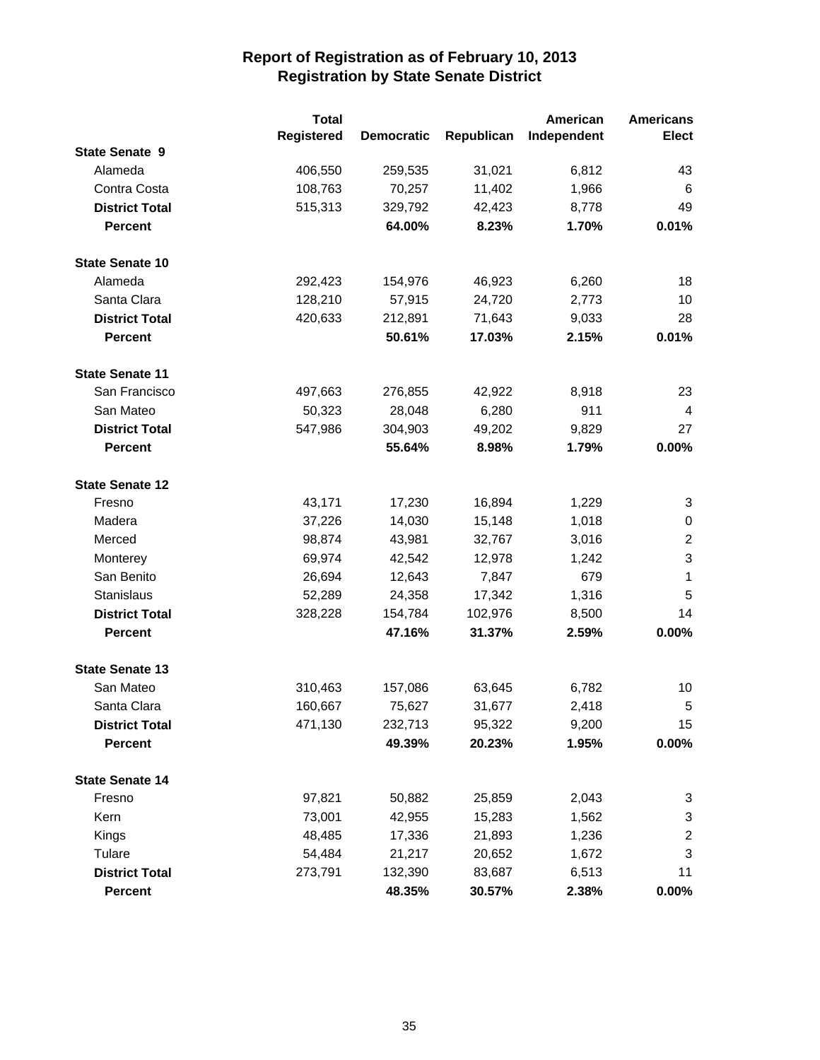# Report of Registration as of February 10, 2013
## Registration by State Senate District

| | Total Registered | Democratic | Republican | American Independent | Americans Elect |
|---|---|---|---|---|---|
| **State Senate 9** | | | | | |
| Alameda | 406,550 | 259,535 | 31,021 | 6,812 | 43 |
| Contra Costa | 108,763 | 70,257 | 11,402 | 1,966 | 6 |
| **District Total** | 515,313 | 329,792 | 42,423 | 8,778 | 49 |
| **Percent** | | **64.00%** | **8.23%** | **1.70%** | **0.01%** |
| **State Senate 10** | | | | | |
| Alameda | 292,423 | 154,976 | 46,923 | 6,260 | 18 |
| Santa Clara | 128,210 | 57,915 | 24,720 | 2,773 | 10 |
| **District Total** | 420,633 | 212,891 | 71,643 | 9,033 | 28 |
| **Percent** | | **50.61%** | **17.03%** | **2.15%** | **0.01%** |
| **State Senate 11** | | | | | |
| San Francisco | 497,663 | 276,855 | 42,922 | 8,918 | 23 |
| San Mateo | 50,323 | 28,048 | 6,280 | 911 | 4 |
| **District Total** | 547,986 | 304,903 | 49,202 | 9,829 | 27 |
| **Percent** | | **55.64%** | **8.98%** | **1.79%** | **0.00%** |
| **State Senate 12** | | | | | |
| Fresno | 43,171 | 17,230 | 16,894 | 1,229 | 3 |
| Madera | 37,226 | 14,030 | 15,148 | 1,018 | 0 |
| Merced | 98,874 | 43,981 | 32,767 | 3,016 | 2 |
| Monterey | 69,974 | 42,542 | 12,978 | 1,242 | 3 |
| San Benito | 26,694 | 12,643 | 7,847 | 679 | 1 |
| Stanislaus | 52,289 | 24,358 | 17,342 | 1,316 | 5 |
| **District Total** | 328,228 | 154,784 | 102,976 | 8,500 | 14 |
| **Percent** | | **47.16%** | **31.37%** | **2.59%** | **0.00%** |
| **State Senate 13** | | | | | |
| San Mateo | 310,463 | 157,086 | 63,645 | 6,782 | 10 |
| Santa Clara | 160,667 | 75,627 | 31,677 | 2,418 | 5 |
| **District Total** | 471,130 | 232,713 | 95,322 | 9,200 | 15 |
| **Percent** | | **49.39%** | **20.23%** | **1.95%** | **0.00%** |
| **State Senate 14** | | | | | |
| Fresno | 97,821 | 50,882 | 25,859 | 2,043 | 3 |
| Kern | 73,001 | 42,955 | 15,283 | 1,562 | 3 |
| Kings | 48,485 | 17,336 | 21,893 | 1,236 | 2 |
| Tulare | 54,484 | 21,217 | 20,652 | 1,672 | 3 |
| **District Total** | 273,791 | 132,390 | 83,687 | 6,513 | 11 |
| **Percent** | | **48.35%** | **30.57%** | **2.38%** | **0.00%** |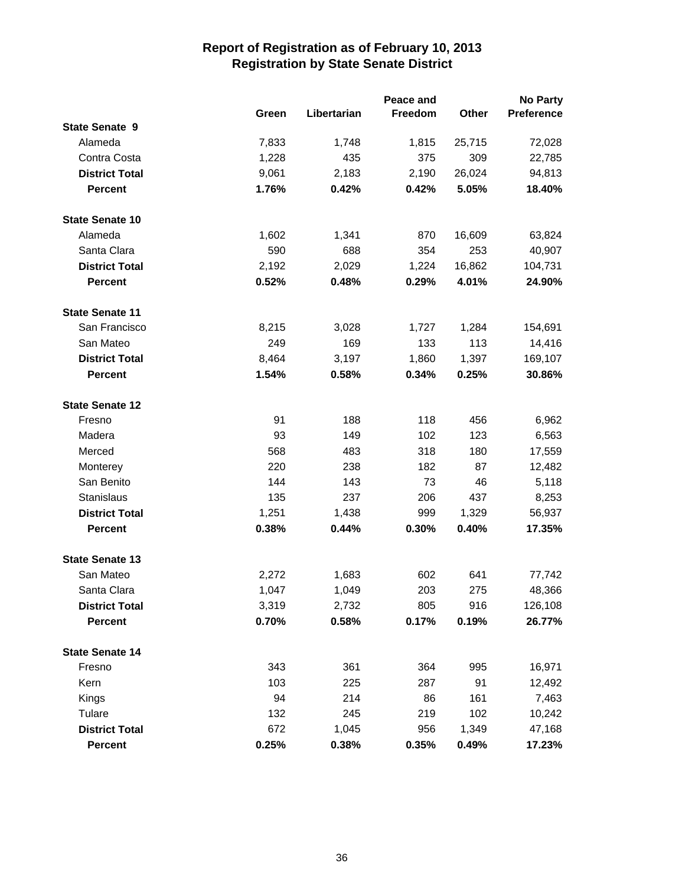# Report of Registration as of February 10, 2013
## Registration by State Senate District

| | Green | Libertarian | Peace and Freedom | Other | No Party Preference |
|---|---|---|---|---|---|
| **State Senate 9** | | | | | |
| Alameda | 7,833 | 1,748 | 1,815 | 25,715 | 72,028 |
| Contra Costa | 1,228 | 435 | 375 | 309 | 22,785 |
| **District Total** | 9,061 | 2,183 | 2,190 | 26,024 | 94,813 |
| **Percent** | **1.76%** | **0.42%** | **0.42%** | **5.05%** | **18.40%** |
| **State Senate 10** | | | | | |
| Alameda | 1,602 | 1,341 | 870 | 16,609 | 63,824 |
| Santa Clara | 590 | 688 | 354 | 253 | 40,907 |
| **District Total** | 2,192 | 2,029 | 1,224 | 16,862 | 104,731 |
| **Percent** | **0.52%** | **0.48%** | **0.29%** | **4.01%** | **24.90%** |
| **State Senate 11** | | | | | |
| San Francisco | 8,215 | 3,028 | 1,727 | 1,284 | 154,691 |
| San Mateo | 249 | 169 | 133 | 113 | 14,416 |
| **District Total** | 8,464 | 3,197 | 1,860 | 1,397 | 169,107 |
| **Percent** | **1.54%** | **0.58%** | **0.34%** | **0.25%** | **30.86%** |
| **State Senate 12** | | | | | |
| Fresno | 91 | 188 | 118 | 456 | 6,962 |
| Madera | 93 | 149 | 102 | 123 | 6,563 |
| Merced | 568 | 483 | 318 | 180 | 17,559 |
| Monterey | 220 | 238 | 182 | 87 | 12,482 |
| San Benito | 144 | 143 | 73 | 46 | 5,118 |
| Stanislaus | 135 | 237 | 206 | 437 | 8,253 |
| **District Total** | 1,251 | 1,438 | 999 | 1,329 | 56,937 |
| **Percent** | **0.38%** | **0.44%** | **0.30%** | **0.40%** | **17.35%** |
| **State Senate 13** | | | | | |
| San Mateo | 2,272 | 1,683 | 602 | 641 | 77,742 |
| Santa Clara | 1,047 | 1,049 | 203 | 275 | 48,366 |
| **District Total** | 3,319 | 2,732 | 805 | 916 | 126,108 |
| **Percent** | **0.70%** | **0.58%** | **0.17%** | **0.19%** | **26.77%** |
| **State Senate 14** | | | | | |
| Fresno | 343 | 361 | 364 | 995 | 16,971 |
| Kern | 103 | 225 | 287 | 91 | 12,492 |
| Kings | 94 | 214 | 86 | 161 | 7,463 |
| Tulare | 132 | 245 | 219 | 102 | 10,242 |
| **District Total** | 672 | 1,045 | 956 | 1,349 | 47,168 |
| **Percent** | **0.25%** | **0.38%** | **0.35%** | **0.49%** | **17.23%** |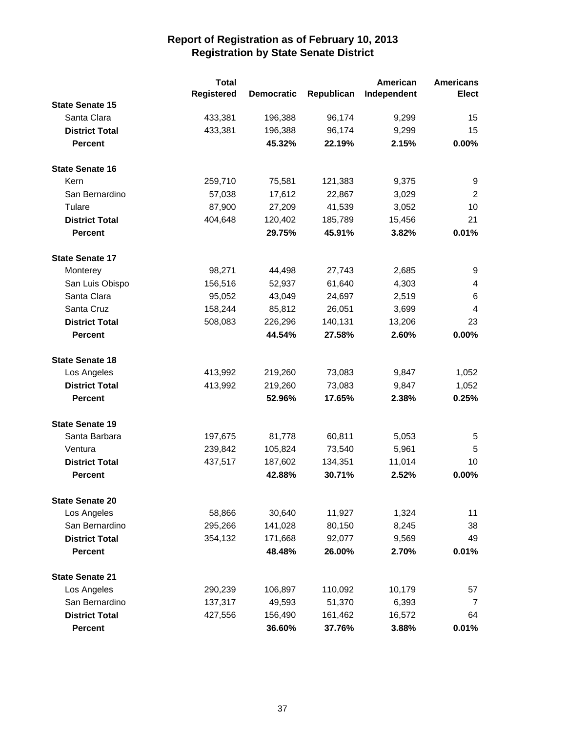# Report of Registration as of February 10, 2013
## Registration by State Senate District

| | Total Registered | Democratic | Republican | American Independent | Americans Elect |
|---|---|---|---|---|---|
| **State Senate 15** | | | | | |
| Santa Clara | 433,381 | 196,388 | 96,174 | 9,299 | 15 |
| **District Total** | 433,381 | 196,388 | 96,174 | 9,299 | 15 |
| **Percent** | | **45.32%** | **22.19%** | **2.15%** | **0.00%** |
| **State Senate 16** | | | | | |
| Kern | 259,710 | 75,581 | 121,383 | 9,375 | 9 |
| San Bernardino | 57,038 | 17,612 | 22,867 | 3,029 | 2 |
| Tulare | 87,900 | 27,209 | 41,539 | 3,052 | 10 |
| **District Total** | 404,648 | 120,402 | 185,789 | 15,456 | 21 |
| **Percent** | | **29.75%** | **45.91%** | **3.82%** | **0.01%** |
| **State Senate 17** | | | | | |
| Monterey | 98,271 | 44,498 | 27,743 | 2,685 | 9 |
| San Luis Obispo | 156,516 | 52,937 | 61,640 | 4,303 | 4 |
| Santa Clara | 95,052 | 43,049 | 24,697 | 2,519 | 6 |
| Santa Cruz | 158,244 | 85,812 | 26,051 | 3,699 | 4 |
| **District Total** | 508,083 | 226,296 | 140,131 | 13,206 | 23 |
| **Percent** | | **44.54%** | **27.58%** | **2.60%** | **0.00%** |
| **State Senate 18** | | | | | |
| Los Angeles | 413,992 | 219,260 | 73,083 | 9,847 | 1,052 |
| **District Total** | 413,992 | 219,260 | 73,083 | 9,847 | 1,052 |
| **Percent** | | **52.96%** | **17.65%** | **2.38%** | **0.25%** |
| **State Senate 19** | | | | | |
| Santa Barbara | 197,675 | 81,778 | 60,811 | 5,053 | 5 |
| Ventura | 239,842 | 105,824 | 73,540 | 5,961 | 5 |
| **District Total** | 437,517 | 187,602 | 134,351 | 11,014 | 10 |
| **Percent** | | **42.88%** | **30.71%** | **2.52%** | **0.00%** |
| **State Senate 20** | | | | | |
| Los Angeles | 58,866 | 30,640 | 11,927 | 1,324 | 11 |
| San Bernardino | 295,266 | 141,028 | 80,150 | 8,245 | 38 |
| **District Total** | 354,132 | 171,668 | 92,077 | 9,569 | 49 |
| **Percent** | | **48.48%** | **26.00%** | **2.70%** | **0.01%** |
| **State Senate 21** | | | | | |
| Los Angeles | 290,239 | 106,897 | 110,092 | 10,179 | 57 |
| San Bernardino | 137,317 | 49,593 | 51,370 | 6,393 | 7 |
| **District Total** | 427,556 | 156,490 | 161,462 | 16,572 | 64 |
| **Percent** | | **36.60%** | **37.76%** | **3.88%** | **0.01%** |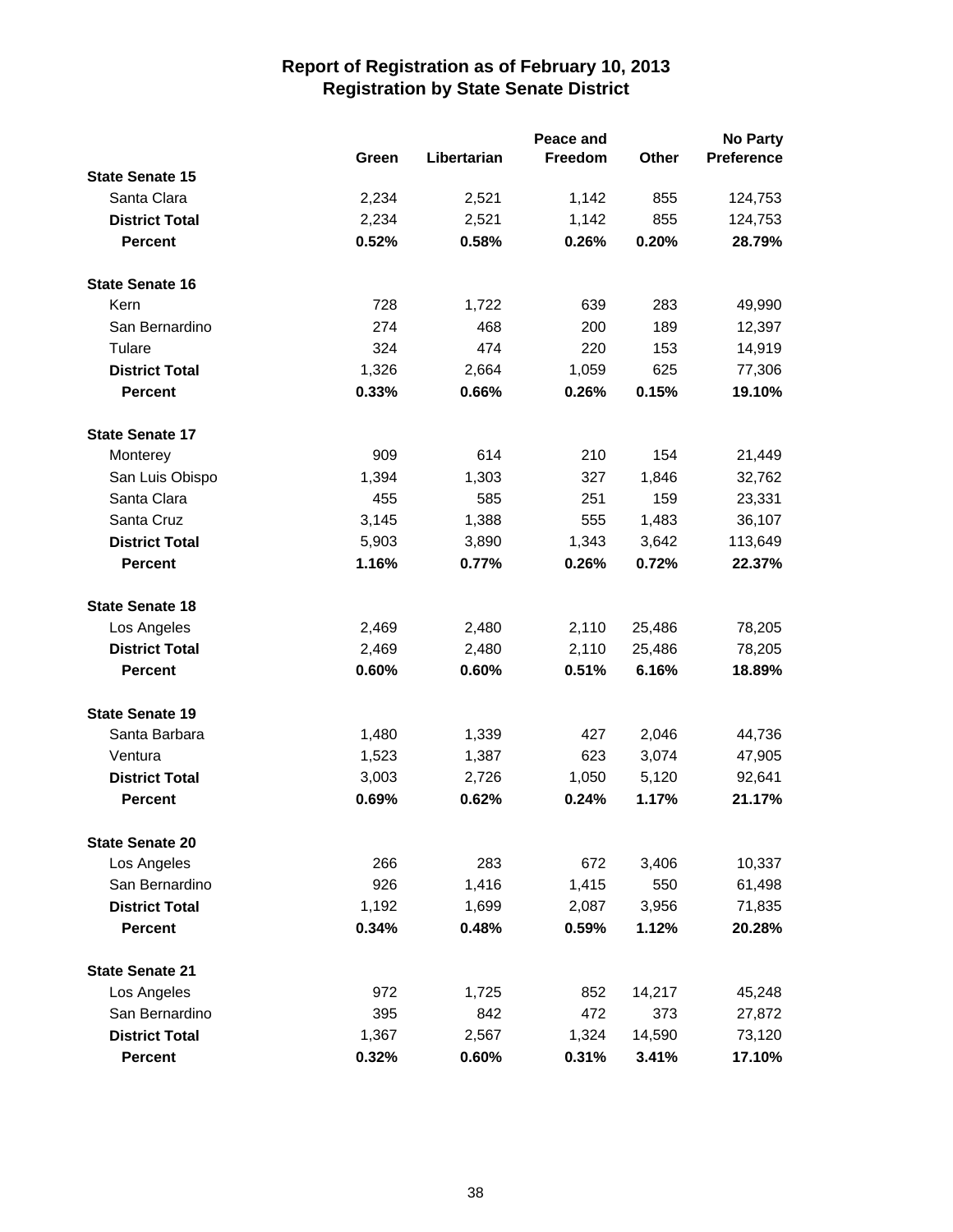# Report of Registration as of February 10, 2013
## Registration by State Senate District

| | Green | Libertarian | Peace and Freedom | Other | No Party Preference |
|---|---|---|---|---|---|
| **State Senate 15** | | | | | |
| Santa Clara | 2,234 | 2,521 | 1,142 | 855 | 124,753 |
| **District Total** | 2,234 | 2,521 | 1,142 | 855 | 124,753 |
| **Percent** | **0.52%** | **0.58%** | **0.26%** | **0.20%** | **28.79%** |
| **State Senate 16** | | | | | |
| Kern | 728 | 1,722 | 639 | 283 | 49,990 |
| San Bernardino | 274 | 468 | 200 | 189 | 12,397 |
| Tulare | 324 | 474 | 220 | 153 | 14,919 |
| **District Total** | 1,326 | 2,664 | 1,059 | 625 | 77,306 |
| **Percent** | **0.33%** | **0.66%** | **0.26%** | **0.15%** | **19.10%** |
| **State Senate 17** | | | | | |
| Monterey | 909 | 614 | 210 | 154 | 21,449 |
| San Luis Obispo | 1,394 | 1,303 | 327 | 1,846 | 32,762 |
| Santa Clara | 455 | 585 | 251 | 159 | 23,331 |
| Santa Cruz | 3,145 | 1,388 | 555 | 1,483 | 36,107 |
| **District Total** | 5,903 | 3,890 | 1,343 | 3,642 | 113,649 |
| **Percent** | **1.16%** | **0.77%** | **0.26%** | **0.72%** | **22.37%** |
| **State Senate 18** | | | | | |
| Los Angeles | 2,469 | 2,480 | 2,110 | 25,486 | 78,205 |
| **District Total** | 2,469 | 2,480 | 2,110 | 25,486 | 78,205 |
| **Percent** | **0.60%** | **0.60%** | **0.51%** | **6.16%** | **18.89%** |
| **State Senate 19** | | | | | |
| Santa Barbara | 1,480 | 1,339 | 427 | 2,046 | 44,736 |
| Ventura | 1,523 | 1,387 | 623 | 3,074 | 47,905 |
| **District Total** | 3,003 | 2,726 | 1,050 | 5,120 | 92,641 |
| **Percent** | **0.69%** | **0.62%** | **0.24%** | **1.17%** | **21.17%** |
| **State Senate 20** | | | | | |
| Los Angeles | 266 | 283 | 672 | 3,406 | 10,337 |
| San Bernardino | 926 | 1,416 | 1,415 | 550 | 61,498 |
| **District Total** | 1,192 | 1,699 | 2,087 | 3,956 | 71,835 |
| **Percent** | **0.34%** | **0.48%** | **0.59%** | **1.12%** | **20.28%** |
| **State Senate 21** | | | | | |
| Los Angeles | 972 | 1,725 | 852 | 14,217 | 45,248 |
| San Bernardino | 395 | 842 | 472 | 373 | 27,872 |
| **District Total** | 1,367 | 2,567 | 1,324 | 14,590 | 73,120 |
| **Percent** | **0.32%** | **0.60%** | **0.31%** | **3.41%** | **17.10%** |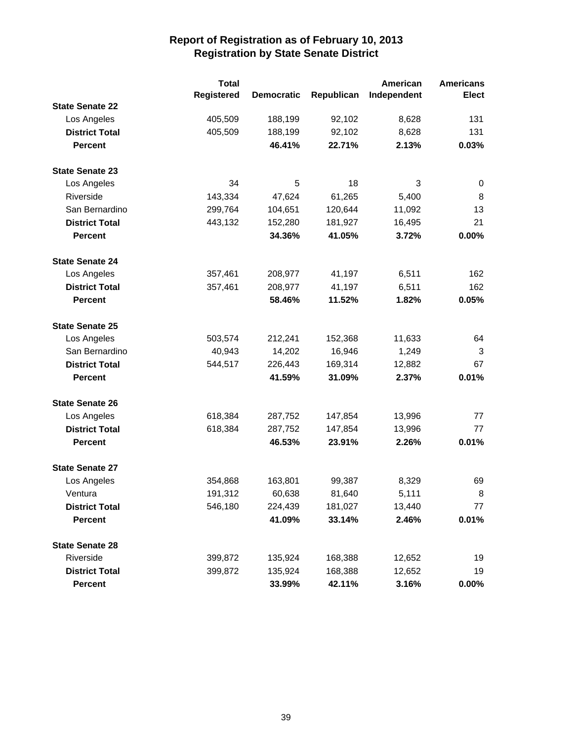# Report of Registration as of February 10, 2013
## Registration by State Senate District

| | Total Registered | Democratic | Republican | American Independent | Americans Elect |
|---|---|---|---|---|---|
| **State Senate 22** | | | | | |
| Los Angeles | 405,509 | 188,199 | 92,102 | 8,628 | 131 |
| **District Total** | 405,509 | 188,199 | 92,102 | 8,628 | 131 |
| **Percent** | | **46.41%** | **22.71%** | **2.13%** | **0.03%** |
| **State Senate 23** | | | | | |
| Los Angeles | 34 | 5 | 18 | 3 | 0 |
| Riverside | 143,334 | 47,624 | 61,265 | 5,400 | 8 |
| San Bernardino | 299,764 | 104,651 | 120,644 | 11,092 | 13 |
| **District Total** | 443,132 | 152,280 | 181,927 | 16,495 | 21 |
| **Percent** | | **34.36%** | **41.05%** | **3.72%** | **0.00%** |
| **State Senate 24** | | | | | |
| Los Angeles | 357,461 | 208,977 | 41,197 | 6,511 | 162 |
| **District Total** | 357,461 | 208,977 | 41,197 | 6,511 | 162 |
| **Percent** | | **58.46%** | **11.52%** | **1.82%** | **0.05%** |
| **State Senate 25** | | | | | |
| Los Angeles | 503,574 | 212,241 | 152,368 | 11,633 | 64 |
| San Bernardino | 40,943 | 14,202 | 16,946 | 1,249 | 3 |
| **District Total** | 544,517 | 226,443 | 169,314 | 12,882 | 67 |
| **Percent** | | **41.59%** | **31.09%** | **2.37%** | **0.01%** |
| **State Senate 26** | | | | | |
| Los Angeles | 618,384 | 287,752 | 147,854 | 13,996 | 77 |
| **District Total** | 618,384 | 287,752 | 147,854 | 13,996 | 77 |
| **Percent** | | **46.53%** | **23.91%** | **2.26%** | **0.01%** |
| **State Senate 27** | | | | | |
| Los Angeles | 354,868 | 163,801 | 99,387 | 8,329 | 69 |
| Ventura | 191,312 | 60,638 | 81,640 | 5,111 | 8 |
| **District Total** | 546,180 | 224,439 | 181,027 | 13,440 | 77 |
| **Percent** | | **41.09%** | **33.14%** | **2.46%** | **0.01%** |
| **State Senate 28** | | | | | |
| Riverside | 399,872 | 135,924 | 168,388 | 12,652 | 19 |
| **District Total** | 399,872 | 135,924 | 168,388 | 12,652 | 19 |
| **Percent** | | **33.99%** | **42.11%** | **3.16%** | **0.00%** |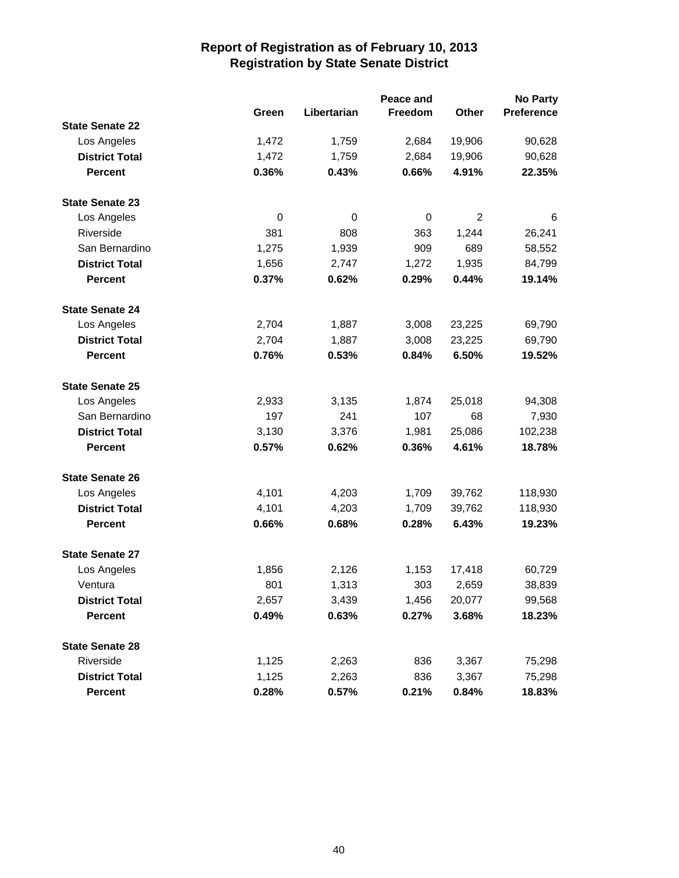# Report of Registration as of February 10, 2013
## Registration by State Senate District

| | Green | Libertarian | Peace and Freedom | Other | No Party Preference |
|---|---|---|---|---|---|
| **State Senate 22** | | | | | |
| Los Angeles | 1,472 | 1,759 | 2,684 | 19,906 | 90,628 |
| **District Total** | 1,472 | 1,759 | 2,684 | 19,906 | 90,628 |
| **Percent** | **0.36%** | **0.43%** | **0.66%** | **4.91%** | **22.35%** |
| **State Senate 23** | | | | | |
| Los Angeles | 0 | 0 | 0 | 2 | 6 |
| Riverside | 381 | 808 | 363 | 1,244 | 26,241 |
| San Bernardino | 1,275 | 1,939 | 909 | 689 | 58,552 |
| **District Total** | 1,656 | 2,747 | 1,272 | 1,935 | 84,799 |
| **Percent** | **0.37%** | **0.62%** | **0.29%** | **0.44%** | **19.14%** |
| **State Senate 24** | | | | | |
| Los Angeles | 2,704 | 1,887 | 3,008 | 23,225 | 69,790 |
| **District Total** | 2,704 | 1,887 | 3,008 | 23,225 | 69,790 |
| **Percent** | **0.76%** | **0.53%** | **0.84%** | **6.50%** | **19.52%** |
| **State Senate 25** | | | | | |
| Los Angeles | 2,933 | 3,135 | 1,874 | 25,018 | 94,308 |
| San Bernardino | 197 | 241 | 107 | 68 | 7,930 |
| **District Total** | 3,130 | 3,376 | 1,981 | 25,086 | 102,238 |
| **Percent** | **0.57%** | **0.62%** | **0.36%** | **4.61%** | **18.78%** |
| **State Senate 26** | | | | | |
| Los Angeles | 4,101 | 4,203 | 1,709 | 39,762 | 118,930 |
| **District Total** | 4,101 | 4,203 | 1,709 | 39,762 | 118,930 |
| **Percent** | **0.66%** | **0.68%** | **0.28%** | **6.43%** | **19.23%** |
| **State Senate 27** | | | | | |
| Los Angeles | 1,856 | 2,126 | 1,153 | 17,418 | 60,729 |
| Ventura | 801 | 1,313 | 303 | 2,659 | 38,839 |
| **District Total** | 2,657 | 3,439 | 1,456 | 20,077 | 99,568 |
| **Percent** | **0.49%** | **0.63%** | **0.27%** | **3.68%** | **18.23%** |
| **State Senate 28** | | | | | |
| Riverside | 1,125 | 2,263 | 836 | 3,367 | 75,298 |
| **District Total** | 1,125 | 2,263 | 836 | 3,367 | 75,298 |
| **Percent** | **0.28%** | **0.57%** | **0.21%** | **0.84%** | **18.83%** |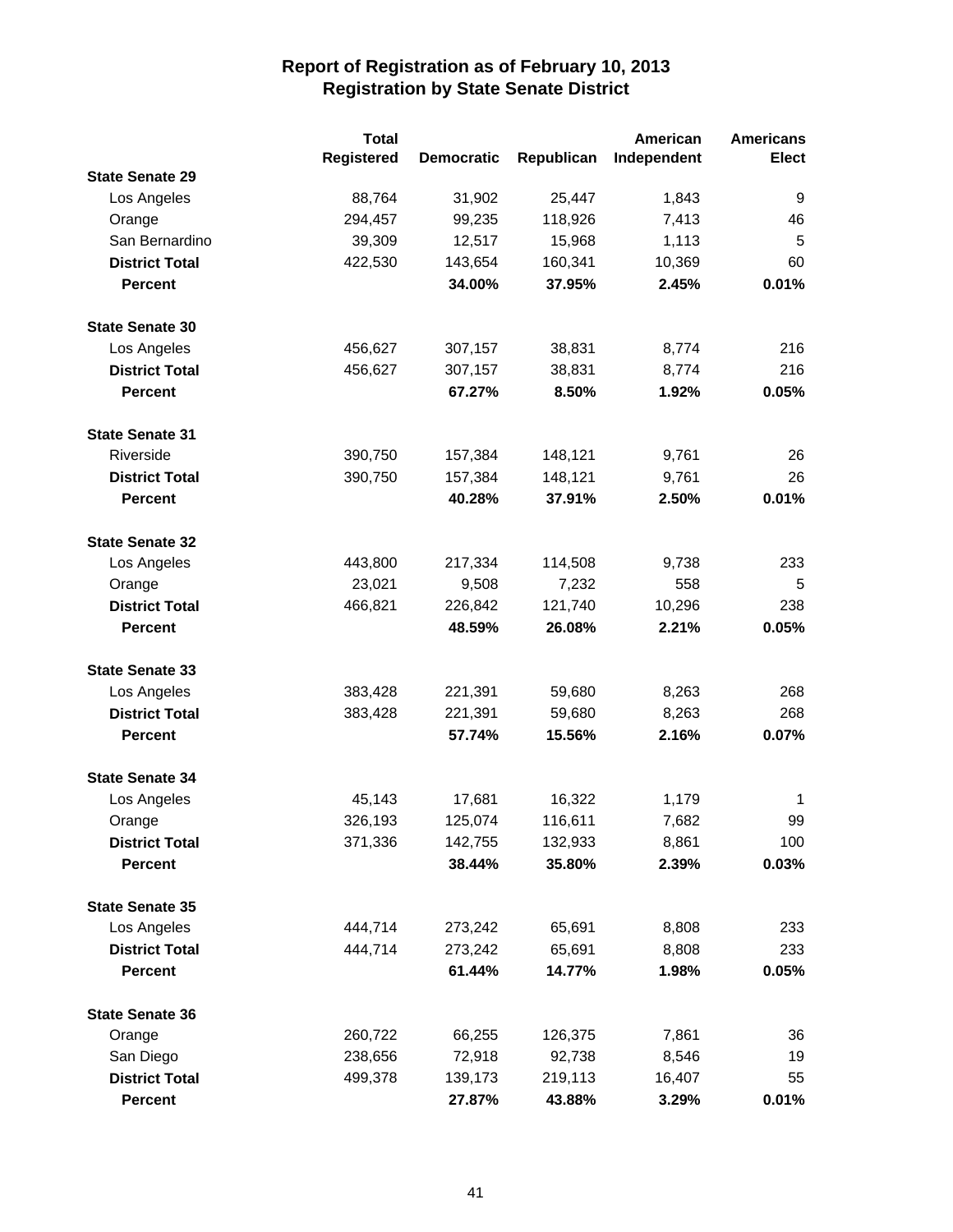# Report of Registration as of February 10, 2013
## Registration by State Senate District

| | Total Registered | Democratic | Republican | American Independent | Americans Elect |
|---|---|---|---|---|---|
| **State Senate 29** | | | | | |
| Los Angeles | 88,764 | 31,902 | 25,447 | 1,843 | 9 |
| Orange | 294,457 | 99,235 | 118,926 | 7,413 | 46 |
| San Bernardino | 39,309 | 12,517 | 15,968 | 1,113 | 5 |
| **District Total** | 422,530 | 143,654 | 160,341 | 10,369 | 60 |
| **Percent** | | **34.00%** | **37.95%** | **2.45%** | **0.01%** |
| **State Senate 30** | | | | | |
| Los Angeles | 456,627 | 307,157 | 38,831 | 8,774 | 216 |
| **District Total** | 456,627 | 307,157 | 38,831 | 8,774 | 216 |
| **Percent** | | **67.27%** | **8.50%** | **1.92%** | **0.05%** |
| **State Senate 31** | | | | | |
| Riverside | 390,750 | 157,384 | 148,121 | 9,761 | 26 |
| **District Total** | 390,750 | 157,384 | 148,121 | 9,761 | 26 |
| **Percent** | | **40.28%** | **37.91%** | **2.50%** | **0.01%** |
| **State Senate 32** | | | | | |
| Los Angeles | 443,800 | 217,334 | 114,508 | 9,738 | 233 |
| Orange | 23,021 | 9,508 | 7,232 | 558 | 5 |
| **District Total** | 466,821 | 226,842 | 121,740 | 10,296 | 238 |
| **Percent** | | **48.59%** | **26.08%** | **2.21%** | **0.05%** |
| **State Senate 33** | | | | | |
| Los Angeles | 383,428 | 221,391 | 59,680 | 8,263 | 268 |
| **District Total** | 383,428 | 221,391 | 59,680 | 8,263 | 268 |
| **Percent** | | **57.74%** | **15.56%** | **2.16%** | **0.07%** |
| **State Senate 34** | | | | | |
| Los Angeles | 45,143 | 17,681 | 16,322 | 1,179 | 1 |
| Orange | 326,193 | 125,074 | 116,611 | 7,682 | 99 |
| **District Total** | 371,336 | 142,755 | 132,933 | 8,861 | 100 |
| **Percent** | | **38.44%** | **35.80%** | **2.39%** | **0.03%** |
| **State Senate 35** | | | | | |
| Los Angeles | 444,714 | 273,242 | 65,691 | 8,808 | 233 |
| **District Total** | 444,714 | 273,242 | 65,691 | 8,808 | 233 |
| **Percent** | | **61.44%** | **14.77%** | **1.98%** | **0.05%** |
| **State Senate 36** | | | | | |
| Orange | 260,722 | 66,255 | 126,375 | 7,861 | 36 |
| San Diego | 238,656 | 72,918 | 92,738 | 8,546 | 19 |
| **District Total** | 499,378 | 139,173 | 219,113 | 16,407 | 55 |
| **Percent** | | **27.87%** | **43.88%** | **3.29%** | **0.01%** |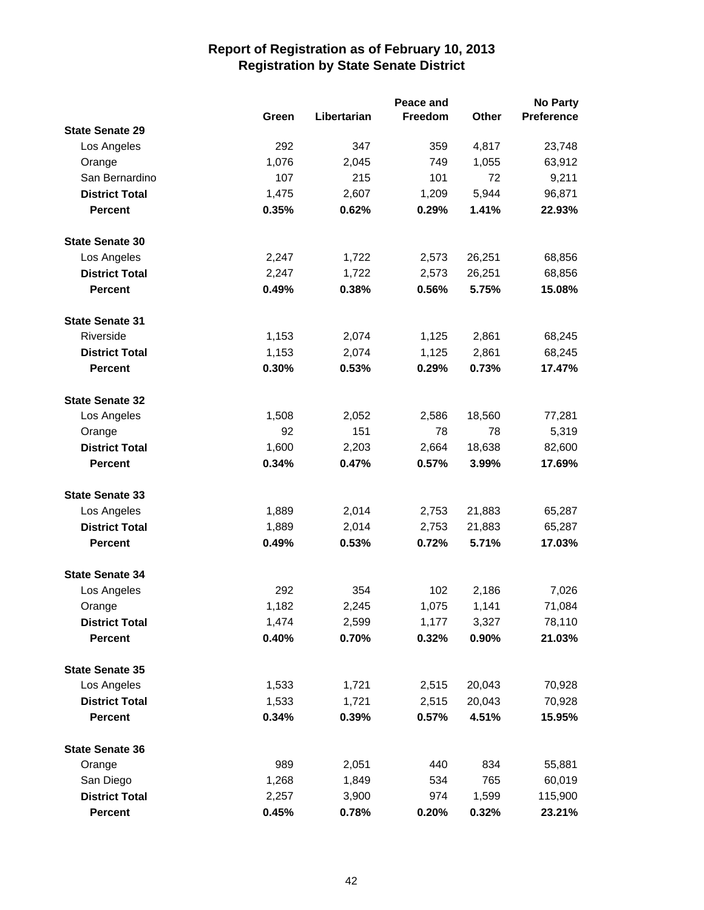# Report of Registration as of February 10, 2013
## Registration by State Senate District

| | Green | Libertarian | Peace and Freedom | Other | No Party Preference |
|---|---|---|---|---|---|
| **State Senate 29** | | | | | |
| Los Angeles | 292 | 347 | 359 | 4,817 | 23,748 |
| Orange | 1,076 | 2,045 | 749 | 1,055 | 63,912 |
| San Bernardino | 107 | 215 | 101 | 72 | 9,211 |
| **District Total** | 1,475 | 2,607 | 1,209 | 5,944 | 96,871 |
| **Percent** | **0.35%** | **0.62%** | **0.29%** | **1.41%** | **22.93%** |
| **State Senate 30** | | | | | |
| Los Angeles | 2,247 | 1,722 | 2,573 | 26,251 | 68,856 |
| **District Total** | 2,247 | 1,722 | 2,573 | 26,251 | 68,856 |
| **Percent** | **0.49%** | **0.38%** | **0.56%** | **5.75%** | **15.08%** |
| **State Senate 31** | | | | | |
| Riverside | 1,153 | 2,074 | 1,125 | 2,861 | 68,245 |
| **District Total** | 1,153 | 2,074 | 1,125 | 2,861 | 68,245 |
| **Percent** | **0.30%** | **0.53%** | **0.29%** | **0.73%** | **17.47%** |
| **State Senate 32** | | | | | |
| Los Angeles | 1,508 | 2,052 | 2,586 | 18,560 | 77,281 |
| Orange | 92 | 151 | 78 | 78 | 5,319 |
| **District Total** | 1,600 | 2,203 | 2,664 | 18,638 | 82,600 |
| **Percent** | **0.34%** | **0.47%** | **0.57%** | **3.99%** | **17.69%** |
| **State Senate 33** | | | | | |
| Los Angeles | 1,889 | 2,014 | 2,753 | 21,883 | 65,287 |
| **District Total** | 1,889 | 2,014 | 2,753 | 21,883 | 65,287 |
| **Percent** | **0.49%** | **0.53%** | **0.72%** | **5.71%** | **17.03%** |
| **State Senate 34** | | | | | |
| Los Angeles | 292 | 354 | 102 | 2,186 | 7,026 |
| Orange | 1,182 | 2,245 | 1,075 | 1,141 | 71,084 |
| **District Total** | 1,474 | 2,599 | 1,177 | 3,327 | 78,110 |
| **Percent** | **0.40%** | **0.70%** | **0.32%** | **0.90%** | **21.03%** |
| **State Senate 35** | | | | | |
| Los Angeles | 1,533 | 1,721 | 2,515 | 20,043 | 70,928 |
| **District Total** | 1,533 | 1,721 | 2,515 | 20,043 | 70,928 |
| **Percent** | **0.34%** | **0.39%** | **0.57%** | **4.51%** | **15.95%** |
| **State Senate 36** | | | | | |
| Orange | 989 | 2,051 | 440 | 834 | 55,881 |
| San Diego | 1,268 | 1,849 | 534 | 765 | 60,019 |
| **District Total** | 2,257 | 3,900 | 974 | 1,599 | 115,900 |
| **Percent** | **0.45%** | **0.78%** | **0.20%** | **0.32%** | **23.21%** |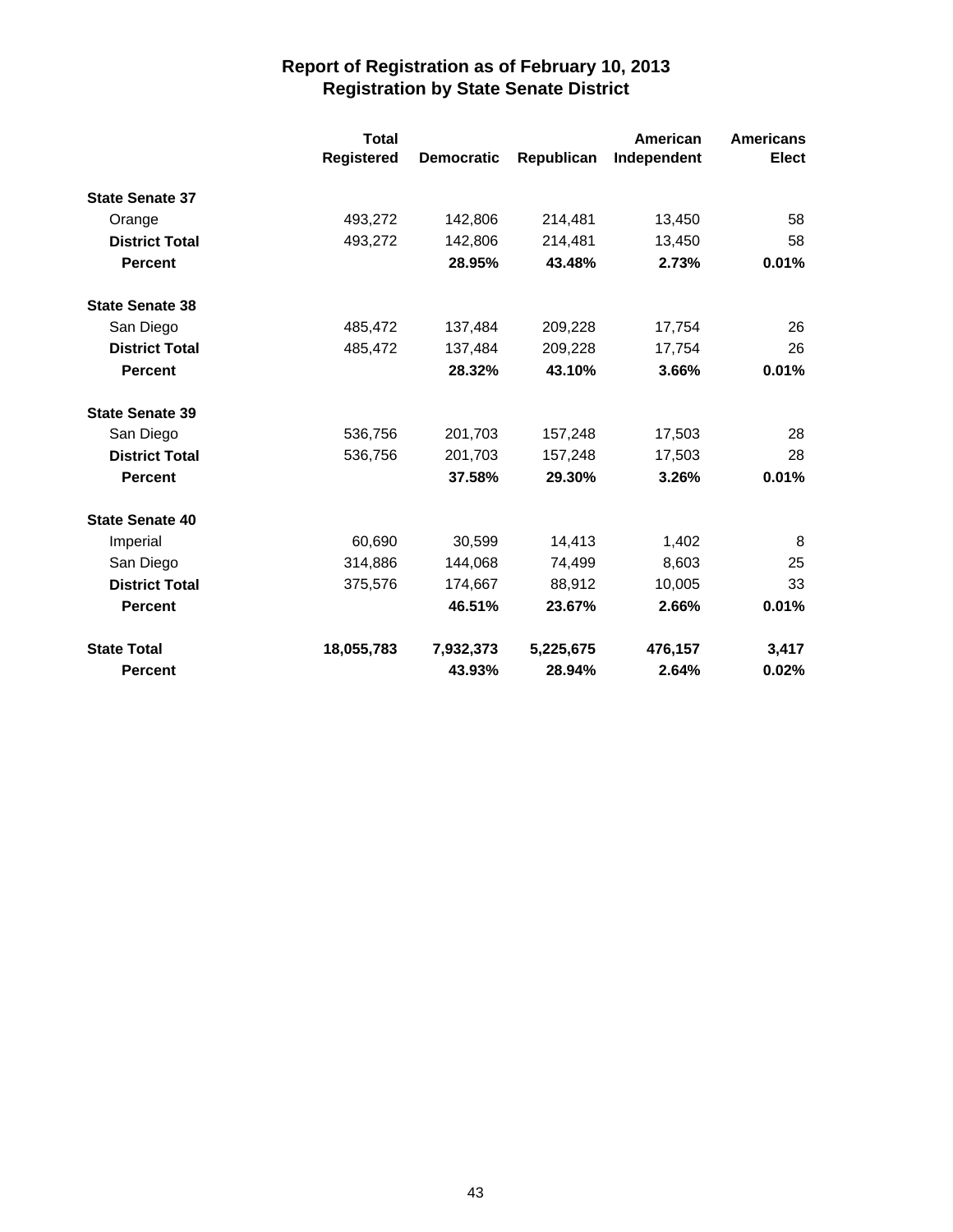# Report of Registration as of February 10, 2013
## Registration by State Senate District

| | Total Registered | Democratic | Republican | American Independent | Americans Elect |
|---|---|---|---|---|---|
| **State Senate 37** | | | | | |
| Orange | 493,272 | 142,806 | 214,481 | 13,450 | 58 |
| **District Total** | 493,272 | 142,806 | 214,481 | 13,450 | 58 |
| **Percent** | | **28.95%** | **43.48%** | **2.73%** | **0.01%** |
| **State Senate 38** | | | | | |
| San Diego | 485,472 | 137,484 | 209,228 | 17,754 | 26 |
| **District Total** | 485,472 | 137,484 | 209,228 | 17,754 | 26 |
| **Percent** | | **28.32%** | **43.10%** | **3.66%** | **0.01%** |
| **State Senate 39** | | | | | |
| San Diego | 536,756 | 201,703 | 157,248 | 17,503 | 28 |
| **District Total** | 536,756 | 201,703 | 157,248 | 17,503 | 28 |
| **Percent** | | **37.58%** | **29.30%** | **3.26%** | **0.01%** |
| **State Senate 40** | | | | | |
| Imperial | 60,690 | 30,599 | 14,413 | 1,402 | 8 |
| San Diego | 314,886 | 144,068 | 74,499 | 8,603 | 25 |
| **District Total** | 375,576 | 174,667 | 88,912 | 10,005 | 33 |
| **Percent** | | **46.51%** | **23.67%** | **2.66%** | **0.01%** |
| **State Total** | **18,055,783** | **7,932,373** | **5,225,675** | **476,157** | **3,417** |
| **Percent** | | **43.93%** | **28.94%** | **2.64%** | **0.02%** |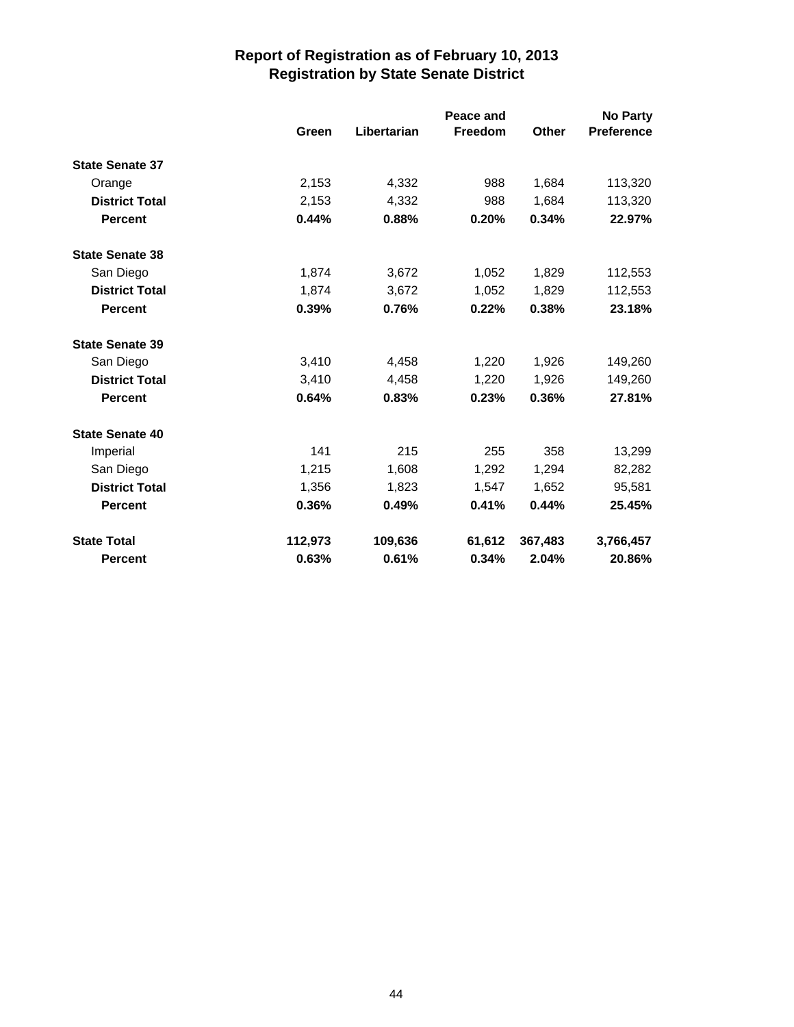# Report of Registration as of February 10, 2013
## Registration by State Senate District

| | Green | Libertarian | Peace and Freedom | Other | No Party Preference |
|---|---|---|---|---|---|
| **State Senate 37** | | | | | |
| Orange | 2,153 | 4,332 | 988 | 1,684 | 113,320 |
| **District Total** | 2,153 | 4,332 | 988 | 1,684 | 113,320 |
| **Percent** | **0.44%** | **0.88%** | **0.20%** | **0.34%** | **22.97%** |
| **State Senate 38** | | | | | |
| San Diego | 1,874 | 3,672 | 1,052 | 1,829 | 112,553 |
| **District Total** | 1,874 | 3,672 | 1,052 | 1,829 | 112,553 |
| **Percent** | **0.39%** | **0.76%** | **0.22%** | **0.38%** | **23.18%** |
| **State Senate 39** | | | | | |
| San Diego | 3,410 | 4,458 | 1,220 | 1,926 | 149,260 |
| **District Total** | 3,410 | 4,458 | 1,220 | 1,926 | 149,260 |
| **Percent** | **0.64%** | **0.83%** | **0.23%** | **0.36%** | **27.81%** |
| **State Senate 40** | | | | | |
| Imperial | 141 | 215 | 255 | 358 | 13,299 |
| San Diego | 1,215 | 1,608 | 1,292 | 1,294 | 82,282 |
| **District Total** | 1,356 | 1,823 | 1,547 | 1,652 | 95,581 |
| **Percent** | **0.36%** | **0.49%** | **0.41%** | **0.44%** | **25.45%** |
| **State Total** | **112,973** | **109,636** | **61,612** | **367,483** | **3,766,457** |
| **Percent** | **0.63%** | **0.61%** | **0.34%** | **2.04%** | **20.86%** |